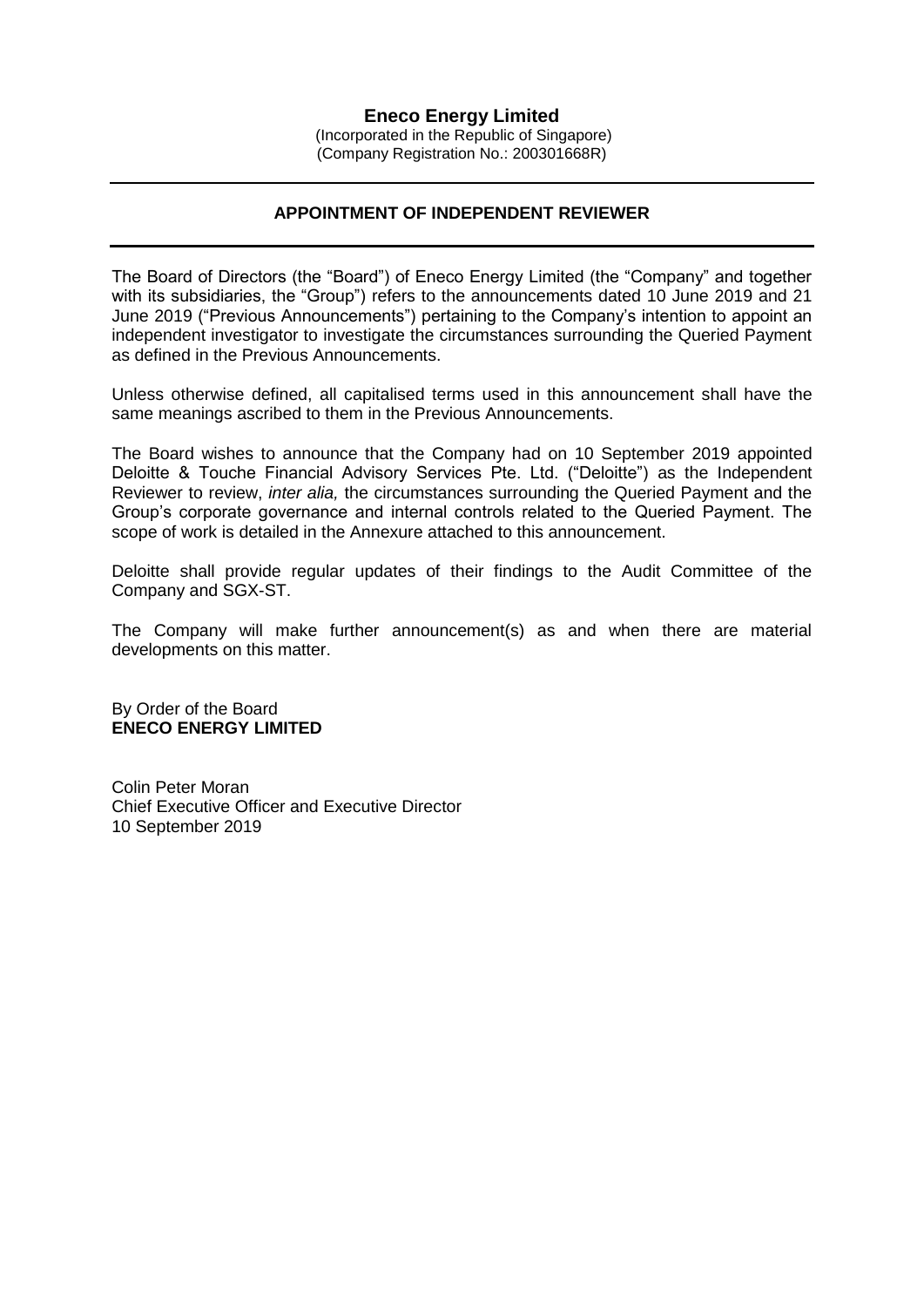# Eneco Energy Limited

(Incorporated in the Republic of Singapore)
(Company Registration No.: 200301668R)

---

## APPOINTMENT OF INDEPENDENT REVIEWER

---

The Board of Directors (the "Board") of Eneco Energy Limited (the "Company" and together with its subsidiaries, the "Group") refers to the announcements dated 10 June 2019 and 21 June 2019 ("Previous Announcements") pertaining to the Company's intention to appoint an independent investigator to investigate the circumstances surrounding the Queried Payment as defined in the Previous Announcements.

Unless otherwise defined, all capitalised terms used in this announcement shall have the same meanings ascribed to them in the Previous Announcements.

The Board wishes to announce that the Company had on 10 September 2019 appointed Deloitte & Touche Financial Advisory Services Pte. Ltd. ("Deloitte") as the Independent Reviewer to review, *inter alia,* the circumstances surrounding the Queried Payment and the Group's corporate governance and internal controls related to the Queried Payment. The scope of work is detailed in the Annexure attached to this announcement.

Deloitte shall provide regular updates of their findings to the Audit Committee of the Company and SGX-ST.

The Company will make further announcement(s) as and when there are material developments on this matter.

By Order of the Board
**ENECO ENERGY LIMITED**

Colin Peter Moran
Chief Executive Officer and Executive Director
10 September 2019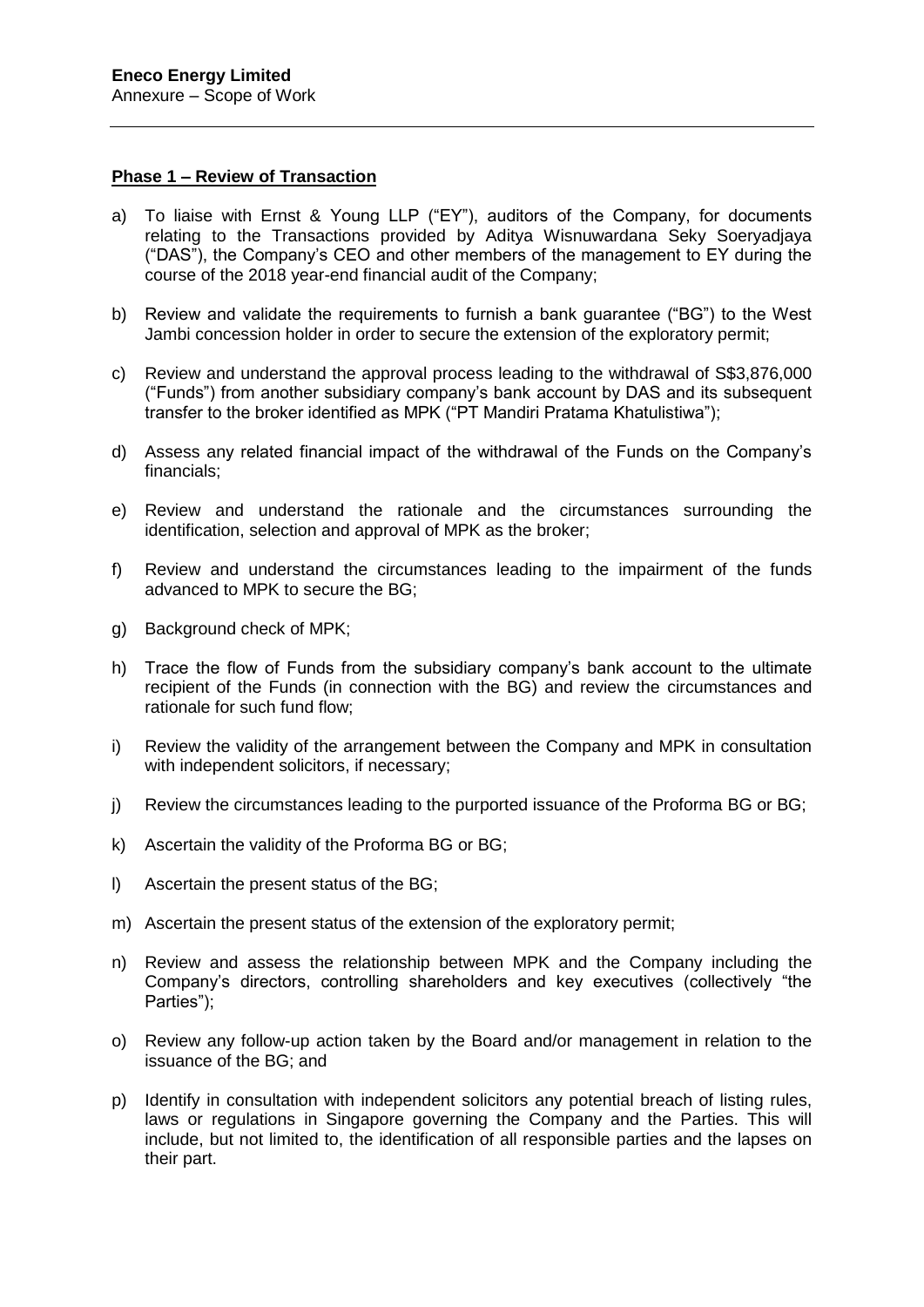**Eneco Energy Limited**
Annexure – Scope of Work

---

**Phase 1 – Review of Transaction**

a) To liaise with Ernst & Young LLP ("EY"), auditors of the Company, for documents relating to the Transactions provided by Aditya Wisnuwardana Seky Soeryadjaya ("DAS"), the Company's CEO and other members of the management to EY during the course of the 2018 year-end financial audit of the Company;

b) Review and validate the requirements to furnish a bank guarantee ("BG") to the West Jambi concession holder in order to secure the extension of the exploratory permit;

c) Review and understand the approval process leading to the withdrawal of S$3,876,000 ("Funds") from another subsidiary company's bank account by DAS and its subsequent transfer to the broker identified as MPK ("PT Mandiri Pratama Khatulistiwa");

d) Assess any related financial impact of the withdrawal of the Funds on the Company's financials;

e) Review and understand the rationale and the circumstances surrounding the identification, selection and approval of MPK as the broker;

f) Review and understand the circumstances leading to the impairment of the funds advanced to MPK to secure the BG;

g) Background check of MPK;

h) Trace the flow of Funds from the subsidiary company's bank account to the ultimate recipient of the Funds (in connection with the BG) and review the circumstances and rationale for such fund flow;

i) Review the validity of the arrangement between the Company and MPK in consultation with independent solicitors, if necessary;

j) Review the circumstances leading to the purported issuance of the Proforma BG or BG;

k) Ascertain the validity of the Proforma BG or BG;

l) Ascertain the present status of the BG;

m) Ascertain the present status of the extension of the exploratory permit;

n) Review and assess the relationship between MPK and the Company including the Company's directors, controlling shareholders and key executives (collectively "the Parties");

o) Review any follow-up action taken by the Board and/or management in relation to the issuance of the BG; and

p) Identify in consultation with independent solicitors any potential breach of listing rules, laws or regulations in Singapore governing the Company and the Parties. This will include, but not limited to, the identification of all responsible parties and the lapses on their part.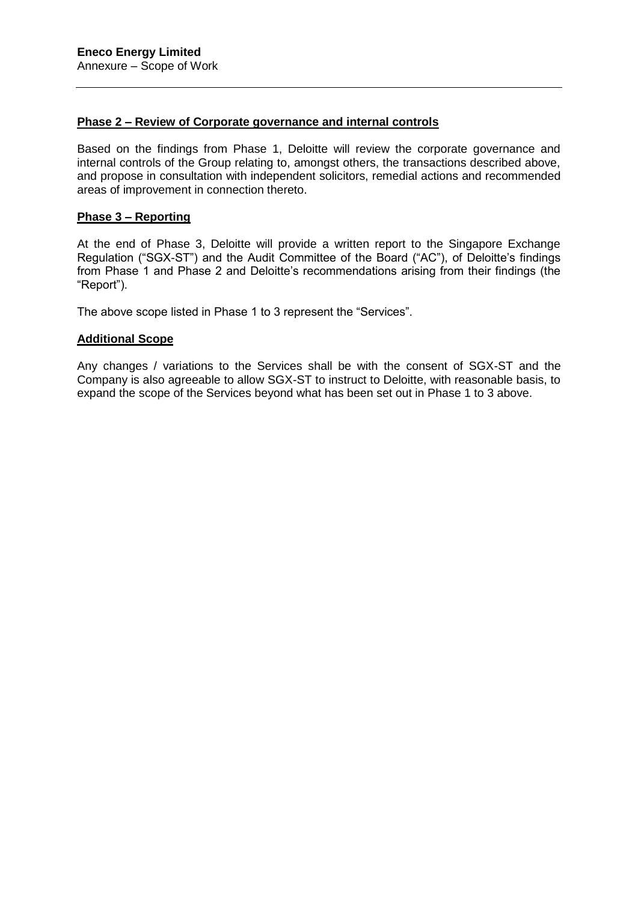## Phase 2 – Review of Corporate governance and internal controls

Based on the findings from Phase 1, Deloitte will review the corporate governance and internal controls of the Group relating to, amongst others, the transactions described above, and propose in consultation with independent solicitors, remedial actions and recommended areas of improvement in connection thereto.

## Phase 3 – Reporting

At the end of Phase 3, Deloitte will provide a written report to the Singapore Exchange Regulation ("SGX-ST") and the Audit Committee of the Board ("AC"), of Deloitte's findings from Phase 1 and Phase 2 and Deloitte's recommendations arising from their findings (the "Report").

The above scope listed in Phase 1 to 3 represent the "Services".

## Additional Scope

Any changes / variations to the Services shall be with the consent of SGX-ST and the Company is also agreeable to allow SGX-ST to instruct to Deloitte, with reasonable basis, to expand the scope of the Services beyond what has been set out in Phase 1 to 3 above.